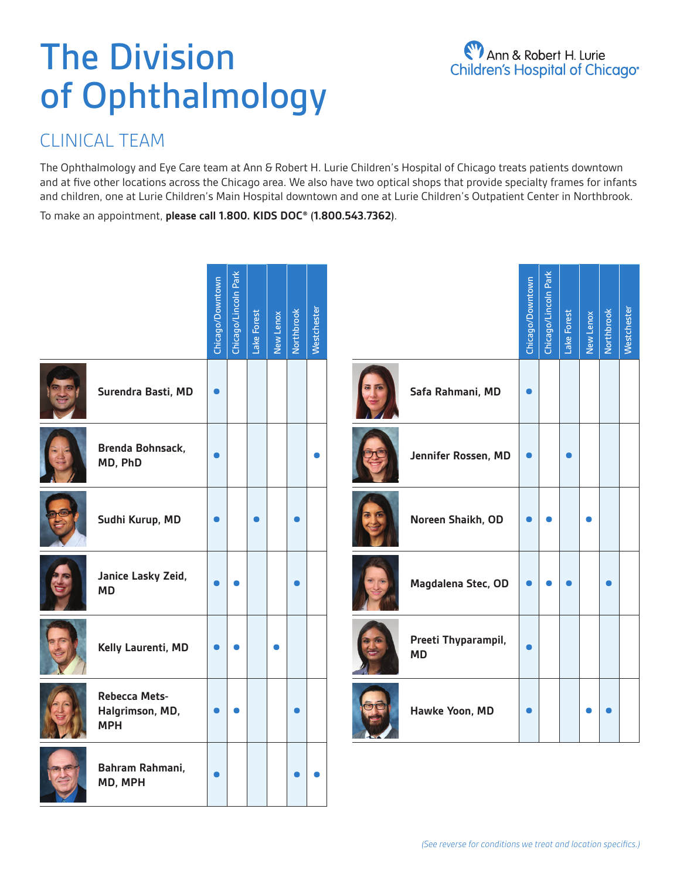# The Division of Ophthalmology

## CLINICAL TEAM

The Ophthalmology and Eye Care team at Ann & Robert H. Lurie Children's Hospital of Chicago treats patients downtown and at five other locations across the Chicago area. We also have two optical shops that provide specialty frames for infants and children, one at Lurie Children's Main Hospital downtown and one at Lurie Children's Outpatient Center in Northbrook.

To make an appointment, **please call 1.800. KIDS DOC® (1.800.543.7362)**.

| | Chicago/Downtown | Chicago/Lincoln Park | Lake Forest | New Lenox | Northbrook | Westchester |
|---|---|---|---|---|---|---|
| **Surendra Basti, MD** | ● | | | | | |
| **Brenda Bohnsack, MD, PhD** | ● | | | | | ● |
| **Sudhi Kurup, MD** | ● | | ● | | ● | |
| **Janice Lasky Zeid, MD** | ● | ● | | | ● | |
| **Kelly Laurenti, MD** | ● | ● | | ● | | |
| **Rebecca Mets-Halgrimson, MD, MPH** | ● | ● | | | ● | |
| **Bahram Rahmani, MD, MPH** | ● | | | | ● | ● |
| **Safa Rahmani, MD** | ● | | | | | |
| **Jennifer Rossen, MD** | ● | | ● | | | |
| **Noreen Shaikh, OD** | ● | ● | | ● | | |
| **Magdalena Stec, OD** | ● | ● | ● | | ● | |
| **Preeti Thyparampil, MD** | ● | | | | | |
| **Hawke Yoon, MD** | ● | | | ● | ● | |

*(See reverse for conditions we treat and location specifics.)*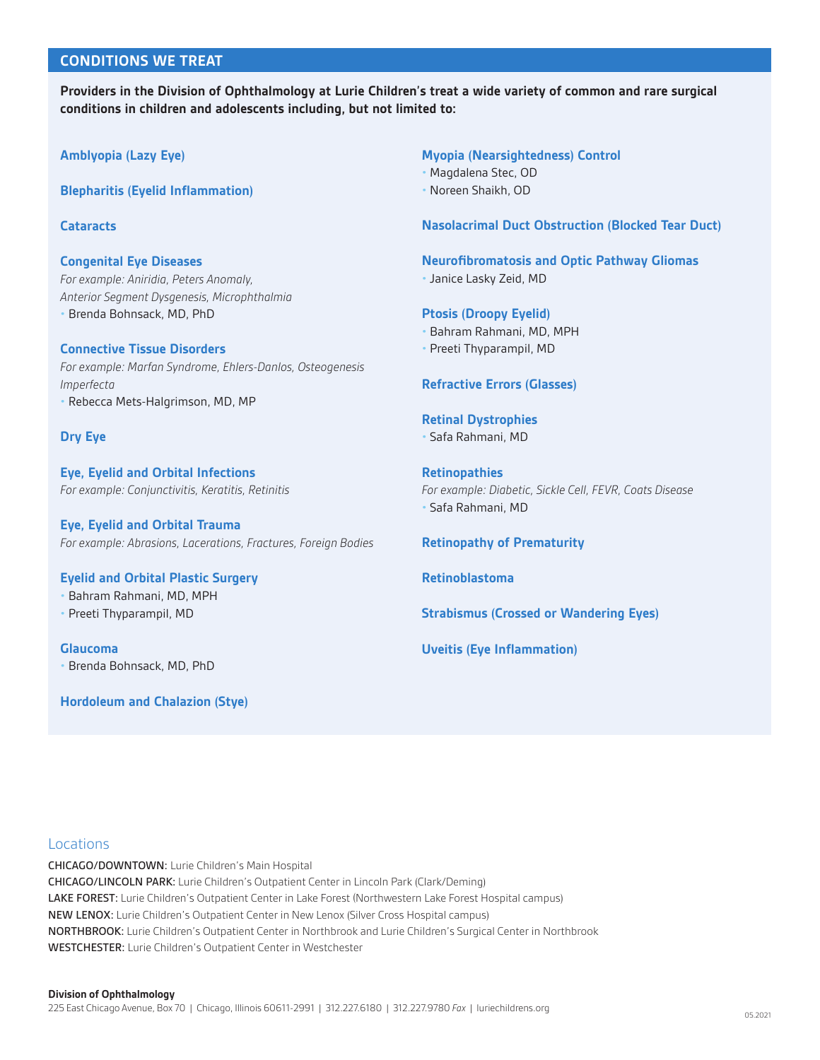## CONDITIONS WE TREAT

**Providers in the Division of Ophthalmology at Lurie Children's treat a wide variety of common and rare surgical conditions in children and adolescents including, but not limited to:**

**Amblyopia (Lazy Eye)**

**Blepharitis (Eyelid Inflammation)**

**Cataracts**

**Congenital Eye Diseases**
*For example: Aniridia, Peters Anomaly, Anterior Segment Dysgenesis, Microphthalmia*
- Brenda Bohnsack, MD, PhD

**Connective Tissue Disorders**
*For example: Marfan Syndrome, Ehlers-Danlos, Osteogenesis Imperfecta*
- Rebecca Mets-Halgrimson, MD, MP

**Dry Eye**

**Eye, Eyelid and Orbital Infections**
*For example: Conjunctivitis, Keratitis, Retinitis*

**Eye, Eyelid and Orbital Trauma**
*For example: Abrasions, Lacerations, Fractures, Foreign Bodies*

**Eyelid and Orbital Plastic Surgery**
- Bahram Rahmani, MD, MPH
- Preeti Thyparampil, MD

**Glaucoma**
- Brenda Bohnsack, MD, PhD

**Hordoleum and Chalazion (Stye)**

**Myopia (Nearsightedness) Control**
- Magdalena Stec, OD
- Noreen Shaikh, OD

**Nasolacrimal Duct Obstruction (Blocked Tear Duct)**

**Neurofibromatosis and Optic Pathway Gliomas**
- Janice Lasky Zeid, MD

**Ptosis (Droopy Eyelid)**
- Bahram Rahmani, MD, MPH
- Preeti Thyparampil, MD

**Refractive Errors (Glasses)**

**Retinal Dystrophies**
- Safa Rahmani, MD

**Retinopathies**
*For example: Diabetic, Sickle Cell, FEVR, Coats Disease*
- Safa Rahmani, MD

**Retinopathy of Prematurity**

**Retinoblastoma**

**Strabismus (Crossed or Wandering Eyes)**

**Uveitis (Eye Inflammation)**

## Locations

CHICAGO/DOWNTOWN: Lurie Children's Main Hospital
CHICAGO/LINCOLN PARK: Lurie Children's Outpatient Center in Lincoln Park (Clark/Deming)
LAKE FOREST: Lurie Children's Outpatient Center in Lake Forest (Northwestern Lake Forest Hospital campus)
NEW LENOX: Lurie Children's Outpatient Center in New Lenox (Silver Cross Hospital campus)
NORTHBROOK: Lurie Children's Outpatient Center in Northbrook and Lurie Children's Surgical Center in Northbrook
WESTCHESTER: Lurie Children's Outpatient Center in Westchester

**Division of Ophthalmology**
225 East Chicago Avenue, Box 70 | Chicago, Illinois 60611-2991 | 312.227.6180 | 312.227.9780 *Fax* | luriechildrens.org

05.2021